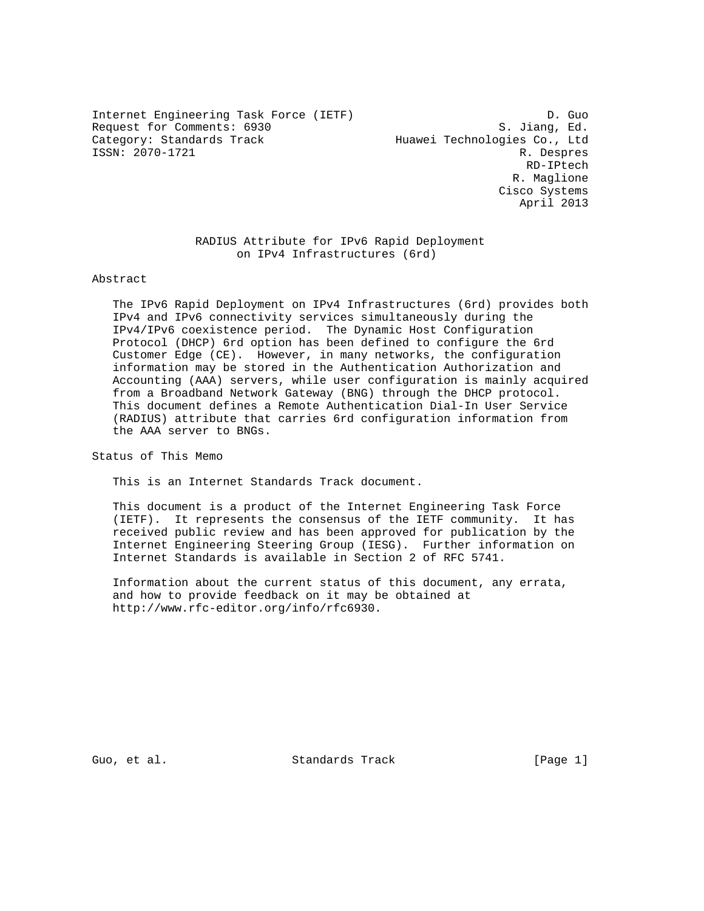Internet Engineering Task Force (IETF) D. Guo
Request for Comments: 6930 S. Jiang, Ed.
Category: Standards Track Huawei Technologies Co., Ltd
ISSN: 2070-1721 R. Despres
RD-IPtech
R. Maglione
Cisco Systems
April 2013

# RADIUS Attribute for IPv6 Rapid Deployment on IPv4 Infrastructures (6rd)

## Abstract

The IPv6 Rapid Deployment on IPv4 Infrastructures (6rd) provides both IPv4 and IPv6 connectivity services simultaneously during the IPv4/IPv6 coexistence period. The Dynamic Host Configuration Protocol (DHCP) 6rd option has been defined to configure the 6rd Customer Edge (CE). However, in many networks, the configuration information may be stored in the Authentication Authorization and Accounting (AAA) servers, while user configuration is mainly acquired from a Broadband Network Gateway (BNG) through the DHCP protocol. This document defines a Remote Authentication Dial-In User Service (RADIUS) attribute that carries 6rd configuration information from the AAA server to BNGs.

## Status of This Memo

This is an Internet Standards Track document.

This document is a product of the Internet Engineering Task Force (IETF). It represents the consensus of the IETF community. It has received public review and has been approved for publication by the Internet Engineering Steering Group (IESG). Further information on Internet Standards is available in Section 2 of RFC 5741.

Information about the current status of this document, any errata, and how to provide feedback on it may be obtained at http://www.rfc-editor.org/info/rfc6930.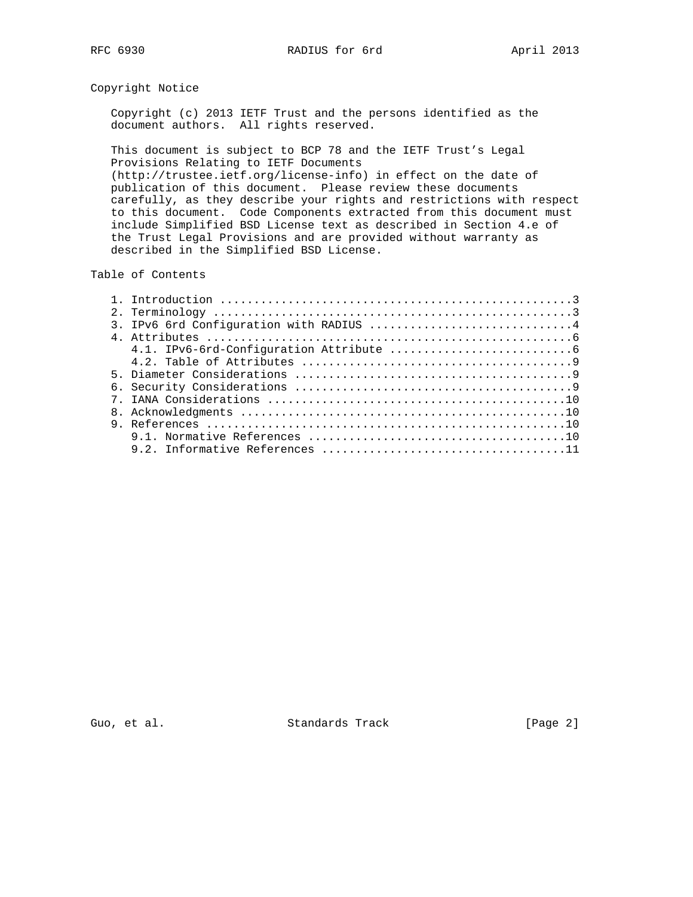## Copyright Notice

Copyright (c) 2013 IETF Trust and the persons identified as the document authors. All rights reserved.

This document is subject to BCP 78 and the IETF Trust's Legal Provisions Relating to IETF Documents (http://trustee.ietf.org/license-info) in effect on the date of publication of this document. Please review these documents carefully, as they describe your rights and restrictions with respect to this document. Code Components extracted from this document must include Simplified BSD License text as described in Section 4.e of the Trust Legal Provisions and are provided without warranty as described in the Simplified BSD License.

## Table of Contents

```
   1. Introduction ....................................................3
   2. Terminology .....................................................3
   3. IPv6 6rd Configuration with RADIUS ..............................4
   4. Attributes ......................................................6
      4.1. IPv6-6rd-Configuration Attribute ...........................6
      4.2. Table of Attributes ........................................9
   5. Diameter Considerations .........................................9
   6. Security Considerations .........................................9
   7. IANA Considerations ............................................10
   8. Acknowledgments ................................................10
   9. References .....................................................10
      9.1. Normative References ......................................10
      9.2. Informative References ....................................11
```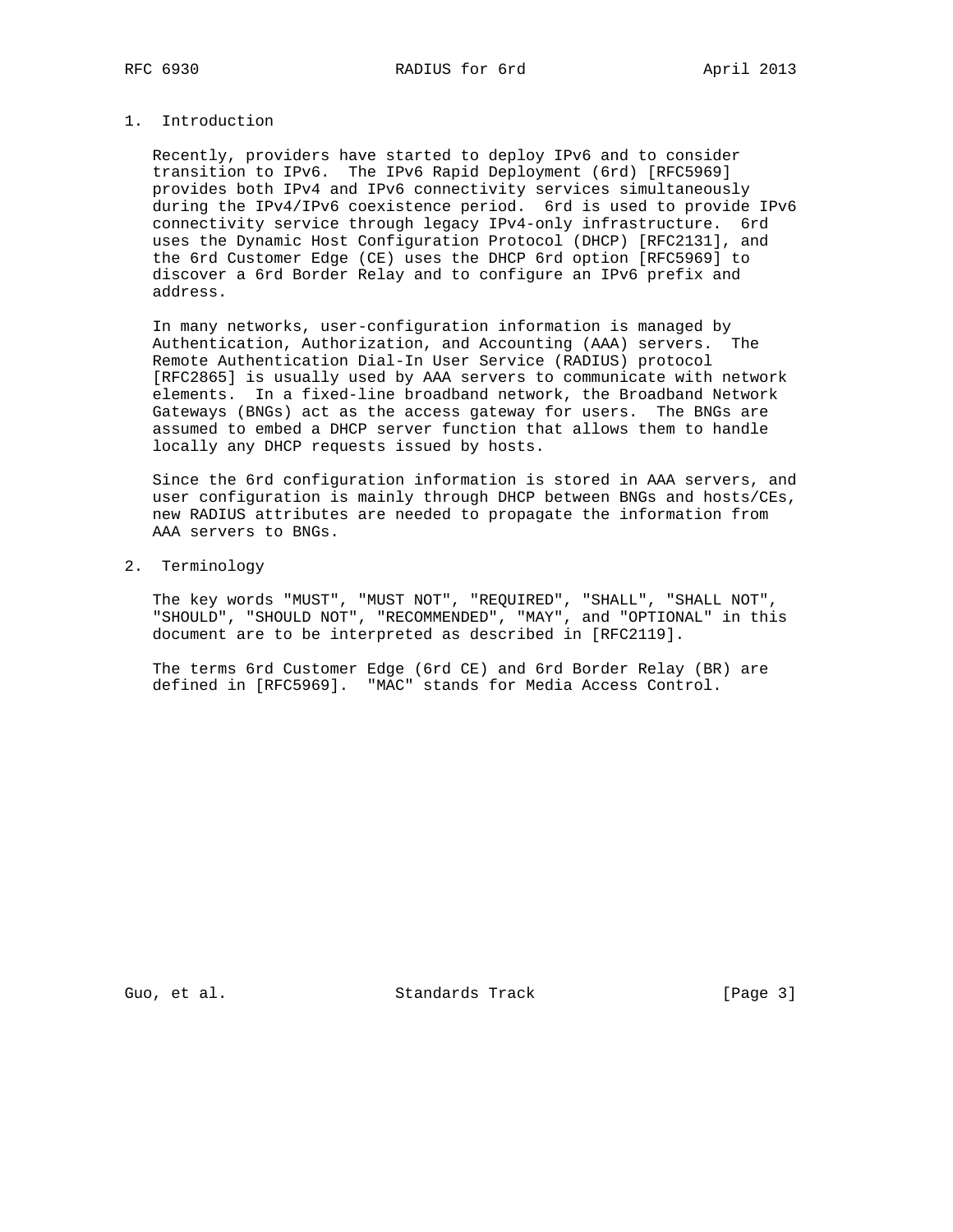## 1. Introduction

Recently, providers have started to deploy IPv6 and to consider transition to IPv6. The IPv6 Rapid Deployment (6rd) [RFC5969] provides both IPv4 and IPv6 connectivity services simultaneously during the IPv4/IPv6 coexistence period. 6rd is used to provide IPv6 connectivity service through legacy IPv4-only infrastructure. 6rd uses the Dynamic Host Configuration Protocol (DHCP) [RFC2131], and the 6rd Customer Edge (CE) uses the DHCP 6rd option [RFC5969] to discover a 6rd Border Relay and to configure an IPv6 prefix and address.

In many networks, user-configuration information is managed by Authentication, Authorization, and Accounting (AAA) servers. The Remote Authentication Dial-In User Service (RADIUS) protocol [RFC2865] is usually used by AAA servers to communicate with network elements. In a fixed-line broadband network, the Broadband Network Gateways (BNGs) act as the access gateway for users. The BNGs are assumed to embed a DHCP server function that allows them to handle locally any DHCP requests issued by hosts.

Since the 6rd configuration information is stored in AAA servers, and user configuration is mainly through DHCP between BNGs and hosts/CEs, new RADIUS attributes are needed to propagate the information from AAA servers to BNGs.

## 2. Terminology

The key words "MUST", "MUST NOT", "REQUIRED", "SHALL", "SHALL NOT", "SHOULD", "SHOULD NOT", "RECOMMENDED", "MAY", and "OPTIONAL" in this document are to be interpreted as described in [RFC2119].

The terms 6rd Customer Edge (6rd CE) and 6rd Border Relay (BR) are defined in [RFC5969]. "MAC" stands for Media Access Control.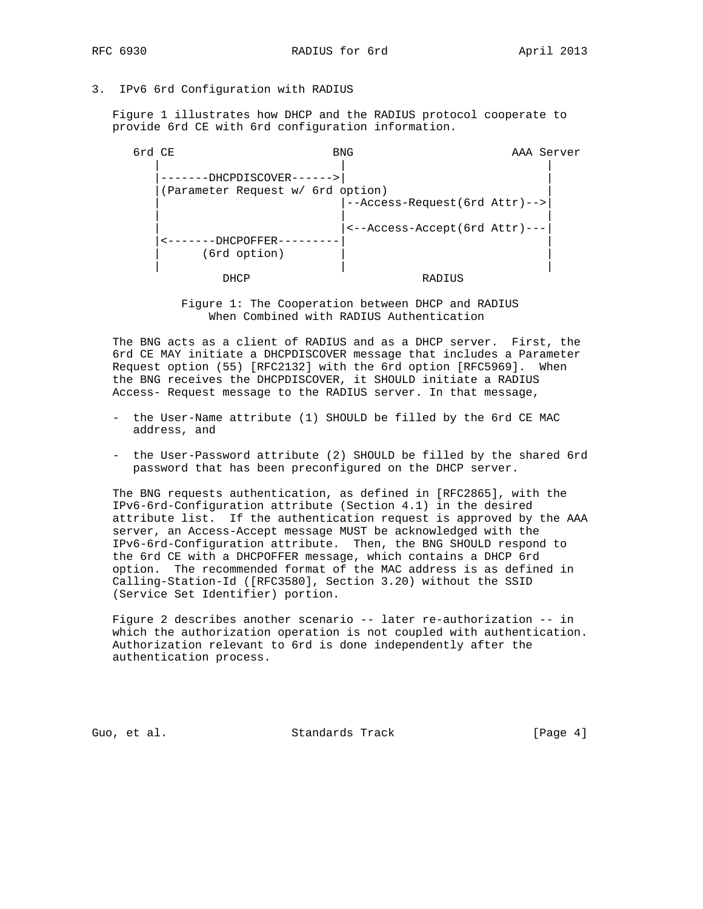## 3. IPv6 6rd Configuration with RADIUS

Figure 1 illustrates how DHCP and the RADIUS protocol cooperate to provide 6rd CE with 6rd configuration information.

```
   6rd CE                     BNG                     AAA Server
      |                        |                           |
      |-------DHCPDISCOVER------>|                           |
      |(Parameter Request w/ 6rd option)                    |
      |                        |--Access-Request(6rd Attr)-->|
      |                        |                           |
      |                        |<--Access-Accept(6rd Attr)---|
      |<-------DHCPOFFER---------|                           |
      |      (6rd option)      |                           |
      |                        |                           |
              DHCP                        RADIUS
```

Figure 1: The Cooperation between DHCP and RADIUS When Combined with RADIUS Authentication

The BNG acts as a client of RADIUS and as a DHCP server. First, the 6rd CE MAY initiate a DHCPDISCOVER message that includes a Parameter Request option (55) [RFC2132] with the 6rd option [RFC5969]. When the BNG receives the DHCPDISCOVER, it SHOULD initiate a RADIUS Access- Request message to the RADIUS server. In that message,

- the User-Name attribute (1) SHOULD be filled by the 6rd CE MAC address, and
- the User-Password attribute (2) SHOULD be filled by the shared 6rd password that has been preconfigured on the DHCP server.

The BNG requests authentication, as defined in [RFC2865], with the IPv6-6rd-Configuration attribute (Section 4.1) in the desired attribute list. If the authentication request is approved by the AAA server, an Access-Accept message MUST be acknowledged with the IPv6-6rd-Configuration attribute. Then, the BNG SHOULD respond to the 6rd CE with a DHCPOFFER message, which contains a DHCP 6rd option. The recommended format of the MAC address is as defined in Calling-Station-Id ([RFC3580], Section 3.20) without the SSID (Service Set Identifier) portion.

Figure 2 describes another scenario -- later re-authorization -- in which the authorization operation is not coupled with authentication. Authorization relevant to 6rd is done independently after the authentication process.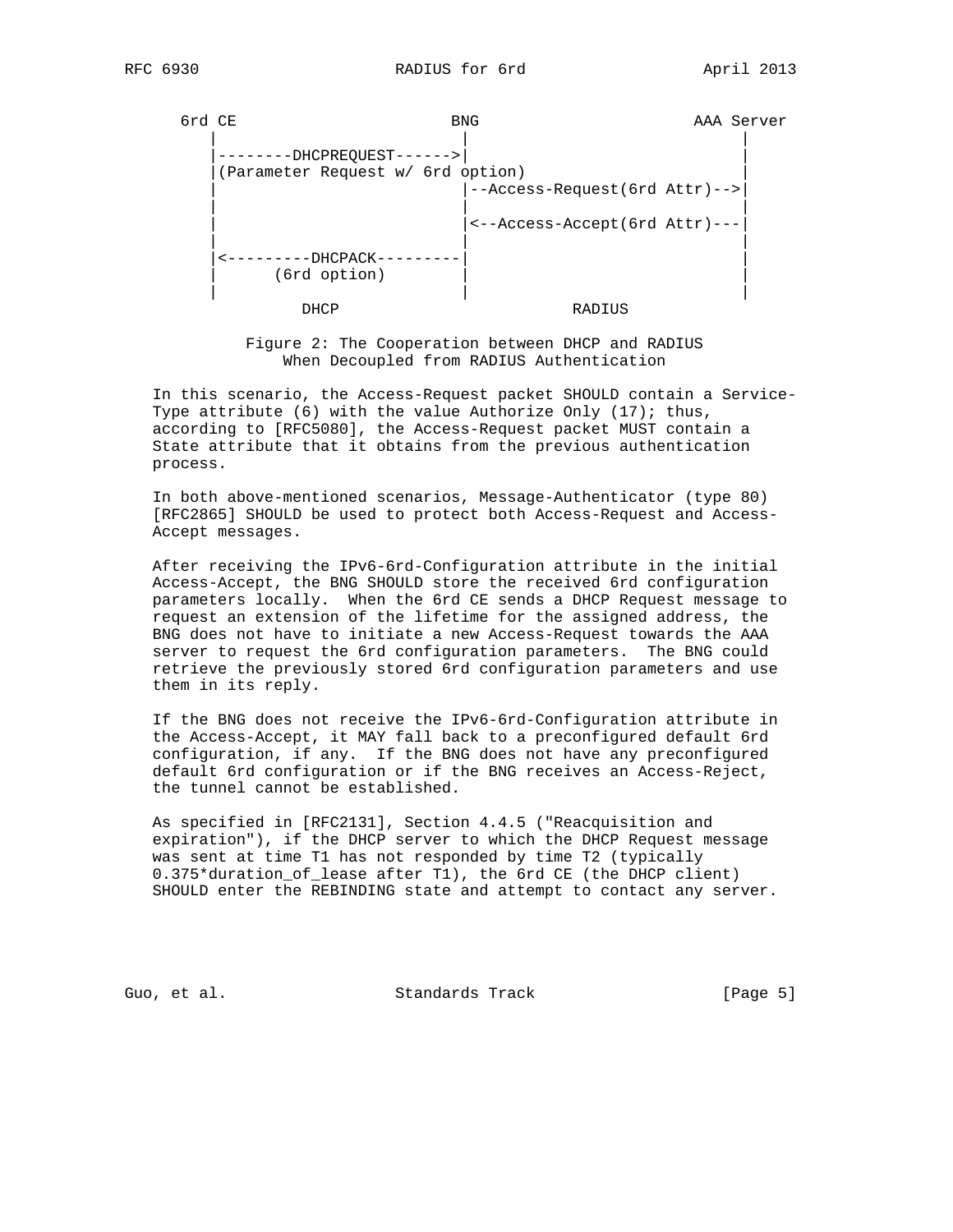```
  6rd CE                       BNG                    AAA Server
     |                          |                          |
     |--------DHCPREQUEST------>|                          |
     |(Parameter Request w/ 6rd option)                    |
     |                          |--Access-Request(6rd Attr)-->|
     |                          |                          |
     |                          |<--Access-Accept(6rd Attr)---|
     |                          |                          |
     |<---------DHCPACK---------|                          |
     |      (6rd option)        |                          |
     |                          |                          |
              DHCP                        RADIUS
```

Figure 2: The Cooperation between DHCP and RADIUS When Decoupled from RADIUS Authentication

In this scenario, the Access-Request packet SHOULD contain a Service-Type attribute (6) with the value Authorize Only (17); thus, according to [RFC5080], the Access-Request packet MUST contain a State attribute that it obtains from the previous authentication process.

In both above-mentioned scenarios, Message-Authenticator (type 80) [RFC2865] SHOULD be used to protect both Access-Request and Access-Accept messages.

After receiving the IPv6-6rd-Configuration attribute in the initial Access-Accept, the BNG SHOULD store the received 6rd configuration parameters locally. When the 6rd CE sends a DHCP Request message to request an extension of the lifetime for the assigned address, the BNG does not have to initiate a new Access-Request towards the AAA server to request the 6rd configuration parameters. The BNG could retrieve the previously stored 6rd configuration parameters and use them in its reply.

If the BNG does not receive the IPv6-6rd-Configuration attribute in the Access-Accept, it MAY fall back to a preconfigured default 6rd configuration, if any. If the BNG does not have any preconfigured default 6rd configuration or if the BNG receives an Access-Reject, the tunnel cannot be established.

As specified in [RFC2131], Section 4.4.5 ("Reacquisition and expiration"), if the DHCP server to which the DHCP Request message was sent at time T1 has not responded by time T2 (typically 0.375*duration_of_lease after T1), the 6rd CE (the DHCP client) SHOULD enter the REBINDING state and attempt to contact any server.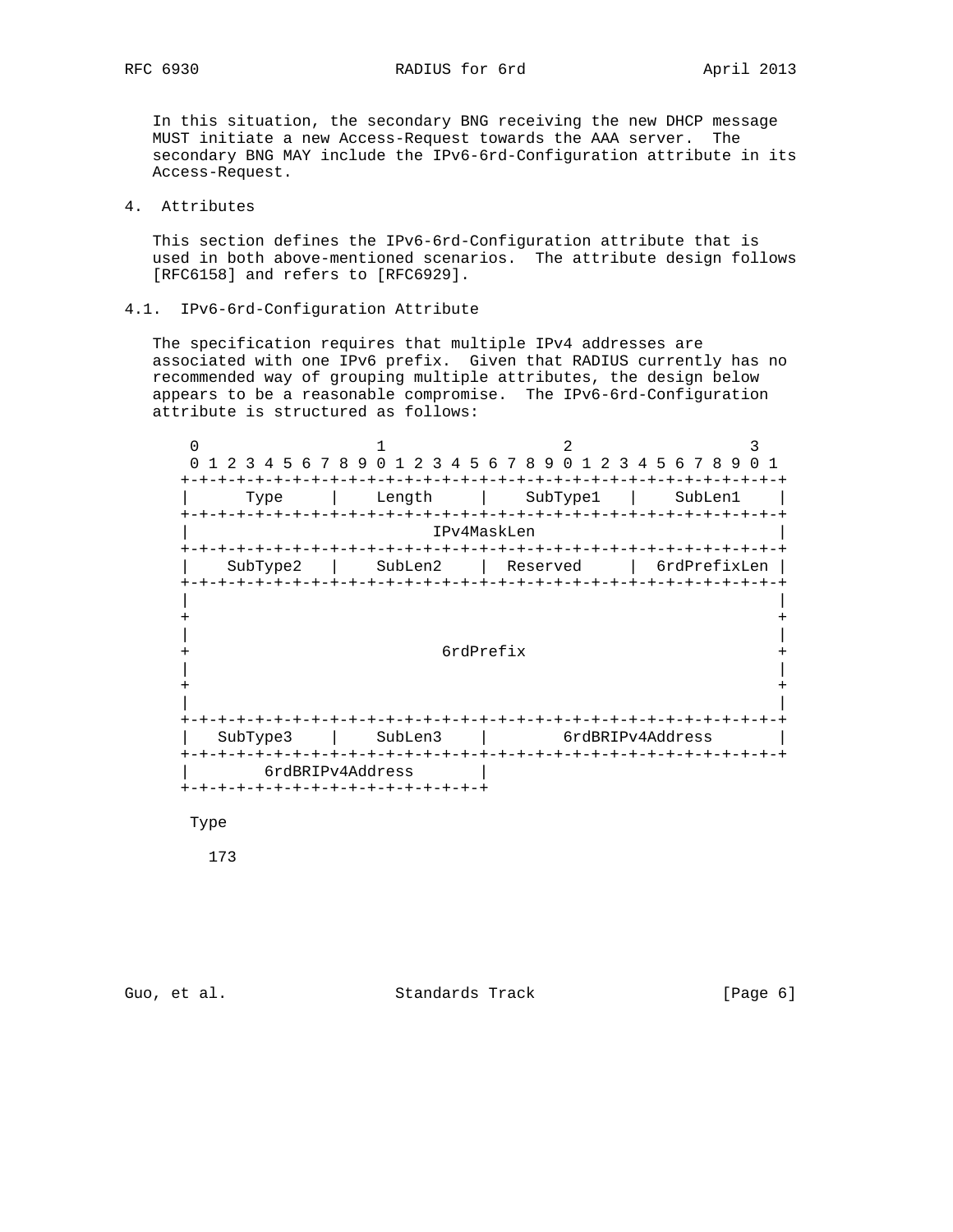In this situation, the secondary BNG receiving the new DHCP message MUST initiate a new Access-Request towards the AAA server. The secondary BNG MAY include the IPv6-6rd-Configuration attribute in its Access-Request.

## 4. Attributes

This section defines the IPv6-6rd-Configuration attribute that is used in both above-mentioned scenarios. The attribute design follows [RFC6158] and refers to [RFC6929].

### 4.1. IPv6-6rd-Configuration Attribute

The specification requires that multiple IPv4 addresses are associated with one IPv6 prefix. Given that RADIUS currently has no recommended way of grouping multiple attributes, the design below appears to be a reasonable compromise. The IPv6-6rd-Configuration attribute is structured as follows:

```
 0                   1                   2                   3
 0 1 2 3 4 5 6 7 8 9 0 1 2 3 4 5 6 7 8 9 0 1 2 3 4 5 6 7 8 9 0 1
+-+-+-+-+-+-+-+-+-+-+-+-+-+-+-+-+-+-+-+-+-+-+-+-+-+-+-+-+-+-+-+-+
|     Type      |    Length     |   SubType1    |    SubLen1    |
+-+-+-+-+-+-+-+-+-+-+-+-+-+-+-+-+-+-+-+-+-+-+-+-+-+-+-+-+-+-+-+-+
|                          IPv4MaskLen                          |
+-+-+-+-+-+-+-+-+-+-+-+-+-+-+-+-+-+-+-+-+-+-+-+-+-+-+-+-+-+-+-+-+
|   SubType2    |    SubLen2    |   Reserved    | 6rdPrefixLen  |
+-+-+-+-+-+-+-+-+-+-+-+-+-+-+-+-+-+-+-+-+-+-+-+-+-+-+-+-+-+-+-+-+
|                                                               |
+                                                               +
|                                                               |
+                           6rdPrefix                           +
|                                                               |
+                                                               +
|                                                               |
+-+-+-+-+-+-+-+-+-+-+-+-+-+-+-+-+-+-+-+-+-+-+-+-+-+-+-+-+-+-+-+-+
|  SubType3     |    SubLen3    |       6rdBRIPv4Address        |
+-+-+-+-+-+-+-+-+-+-+-+-+-+-+-+-+-+-+-+-+-+-+-+-+-+-+-+-+-+-+-+-+
|        6rdBRIPv4Address       |
+-+-+-+-+-+-+-+-+-+-+-+-+-+-+-+-+
```

Type

173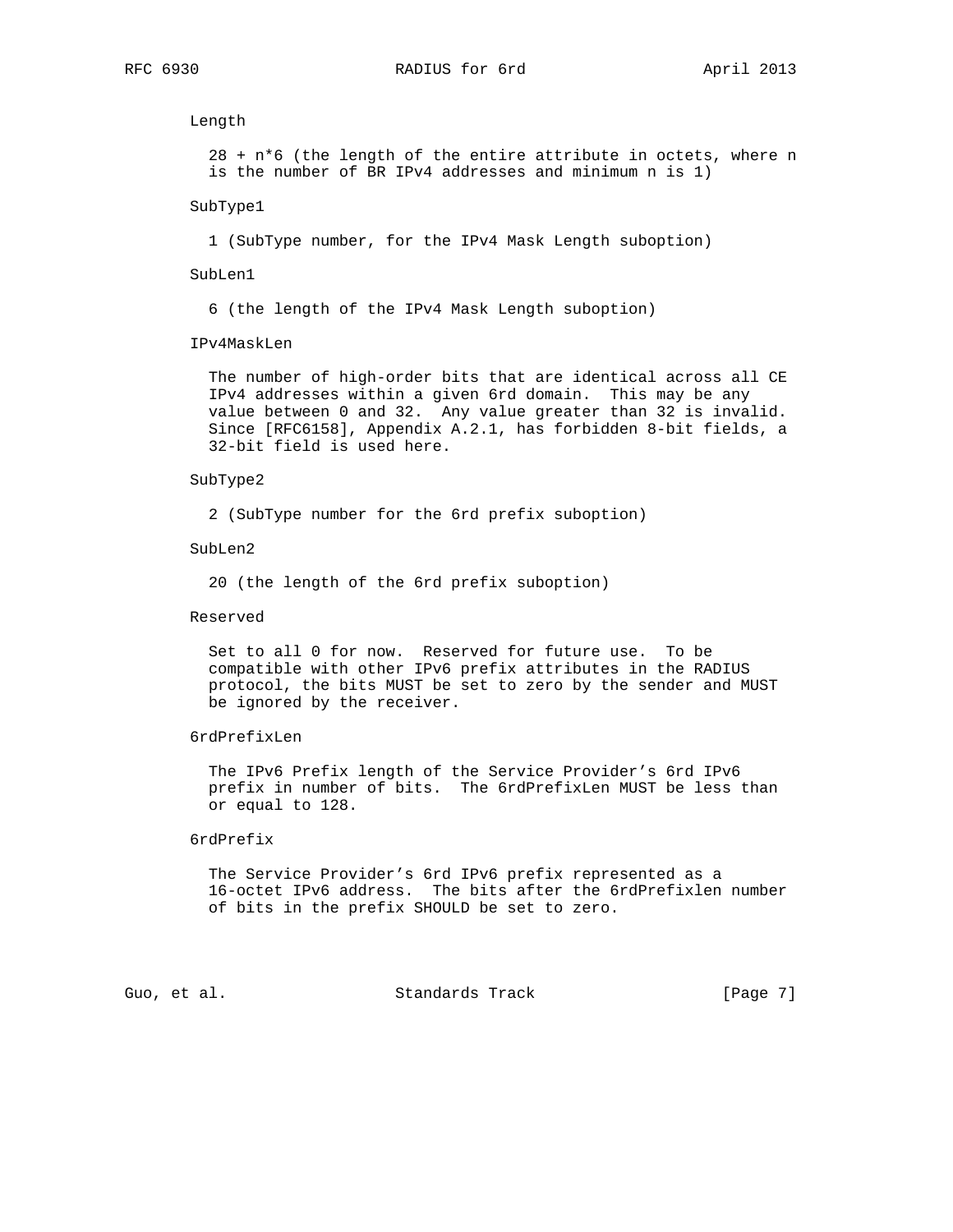Length

28 + n*6 (the length of the entire attribute in octets, where n is the number of BR IPv4 addresses and minimum n is 1)

SubType1

1 (SubType number, for the IPv4 Mask Length suboption)

SubLen1

6 (the length of the IPv4 Mask Length suboption)

IPv4MaskLen

The number of high-order bits that are identical across all CE IPv4 addresses within a given 6rd domain. This may be any value between 0 and 32. Any value greater than 32 is invalid. Since [RFC6158], Appendix A.2.1, has forbidden 8-bit fields, a 32-bit field is used here.

SubType2

2 (SubType number for the 6rd prefix suboption)

SubLen2

20 (the length of the 6rd prefix suboption)

Reserved

Set to all 0 for now. Reserved for future use. To be compatible with other IPv6 prefix attributes in the RADIUS protocol, the bits MUST be set to zero by the sender and MUST be ignored by the receiver.

6rdPrefixLen

The IPv6 Prefix length of the Service Provider's 6rd IPv6 prefix in number of bits. The 6rdPrefixLen MUST be less than or equal to 128.

6rdPrefix

The Service Provider's 6rd IPv6 prefix represented as a 16-octet IPv6 address. The bits after the 6rdPrefixlen number of bits in the prefix SHOULD be set to zero.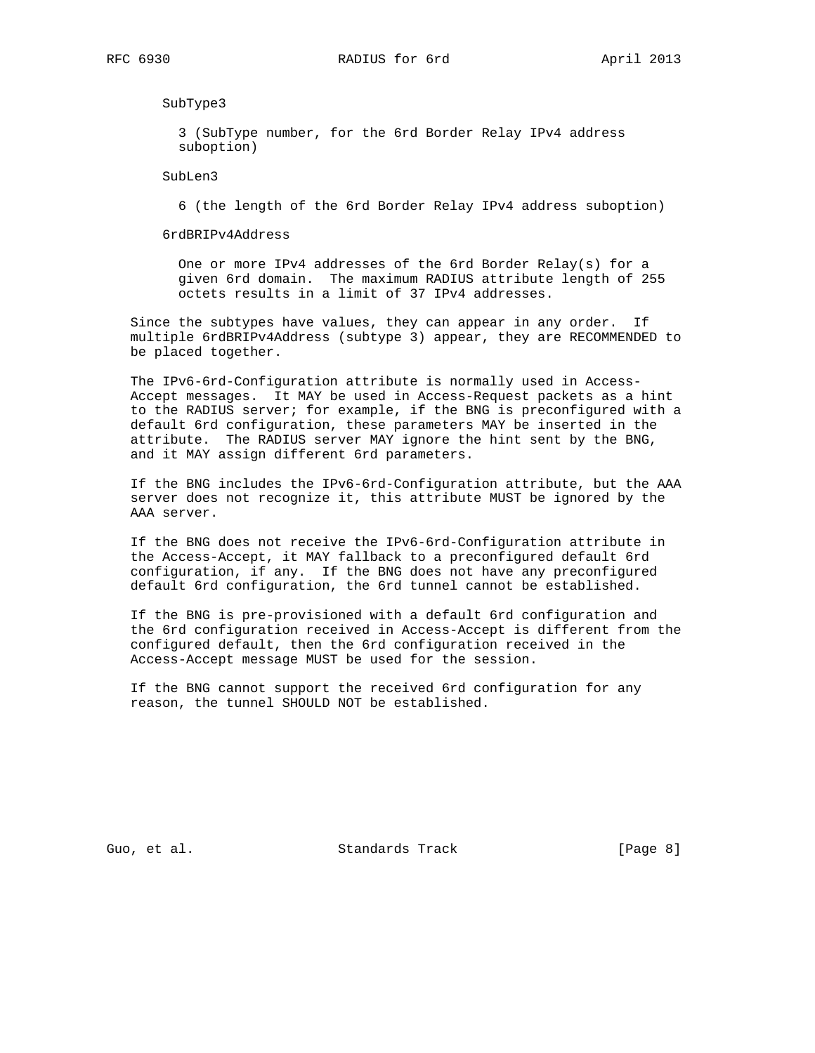SubType3

3 (SubType number, for the 6rd Border Relay IPv4 address suboption)

SubLen3

6 (the length of the 6rd Border Relay IPv4 address suboption)

6rdBRIPv4Address

One or more IPv4 addresses of the 6rd Border Relay(s) for a given 6rd domain. The maximum RADIUS attribute length of 255 octets results in a limit of 37 IPv4 addresses.

Since the subtypes have values, they can appear in any order. If multiple 6rdBRIPv4Address (subtype 3) appear, they are RECOMMENDED to be placed together.

The IPv6-6rd-Configuration attribute is normally used in Access-Accept messages. It MAY be used in Access-Request packets as a hint to the RADIUS server; for example, if the BNG is preconfigured with a default 6rd configuration, these parameters MAY be inserted in the attribute. The RADIUS server MAY ignore the hint sent by the BNG, and it MAY assign different 6rd parameters.

If the BNG includes the IPv6-6rd-Configuration attribute, but the AAA server does not recognize it, this attribute MUST be ignored by the AAA server.

If the BNG does not receive the IPv6-6rd-Configuration attribute in the Access-Accept, it MAY fallback to a preconfigured default 6rd configuration, if any. If the BNG does not have any preconfigured default 6rd configuration, the 6rd tunnel cannot be established.

If the BNG is pre-provisioned with a default 6rd configuration and the 6rd configuration received in Access-Accept is different from the configured default, then the 6rd configuration received in the Access-Accept message MUST be used for the session.

If the BNG cannot support the received 6rd configuration for any reason, the tunnel SHOULD NOT be established.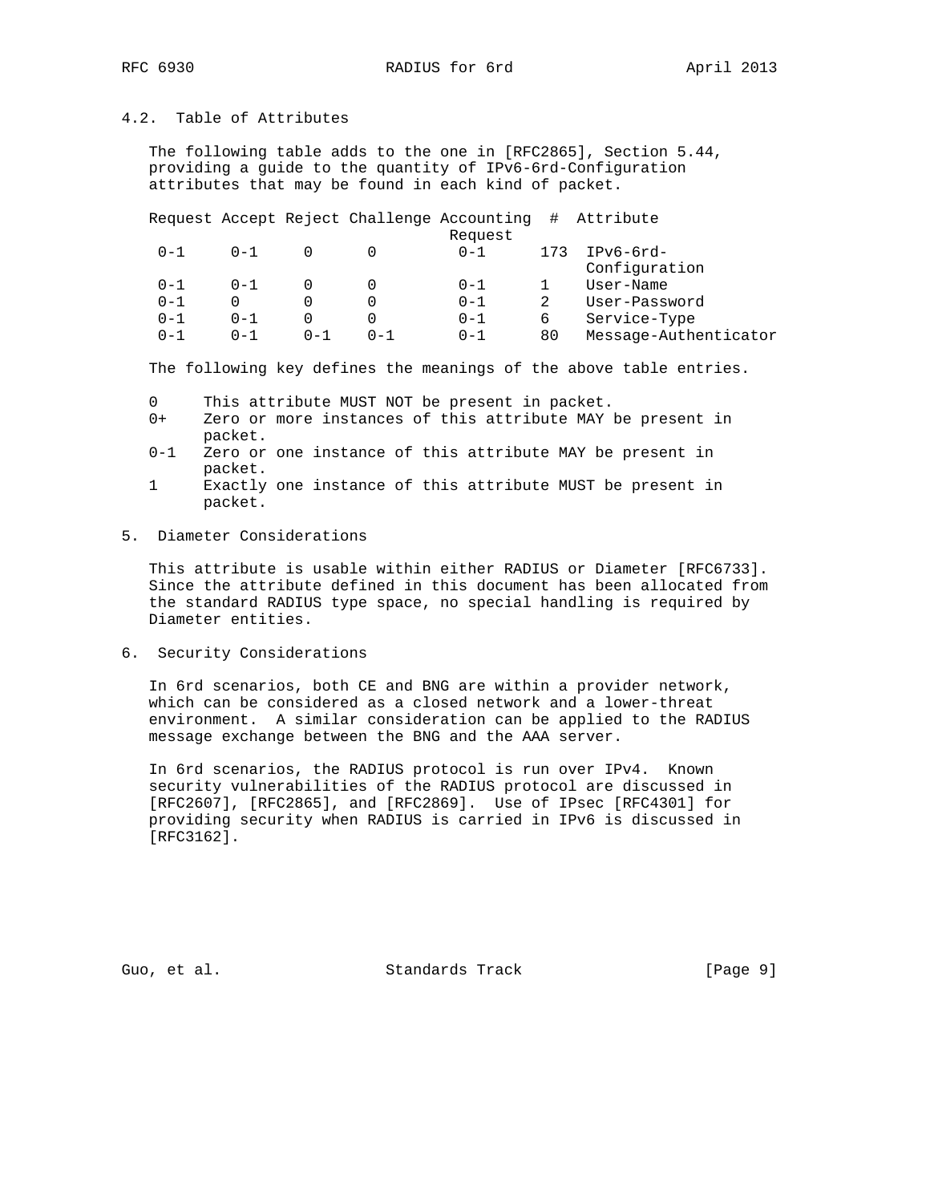### 4.2. Table of Attributes

The following table adds to the one in [RFC2865], Section 5.44, providing a guide to the quantity of IPv6-6rd-Configuration attributes that may be found in each kind of packet.

| Request | Accept | Reject | Challenge | Accounting Request | # | Attribute |
|---|---|---|---|---|---|---|
| 0-1 | 0-1 | 0 | 0 | 0-1 | 173 | IPv6-6rd-Configuration |
| 0-1 | 0-1 | 0 | 0 | 0-1 | 1 | User-Name |
| 0-1 | 0 | 0 | 0 | 0-1 | 2 | User-Password |
| 0-1 | 0-1 | 0 | 0 | 0-1 | 6 | Service-Type |
| 0-1 | 0-1 | 0-1 | 0-1 | 0-1 | 80 | Message-Authenticator |

The following key defines the meanings of the above table entries.

- 0 This attribute MUST NOT be present in packet.
- 0+ Zero or more instances of this attribute MAY be present in packet.
- 0-1 Zero or one instance of this attribute MAY be present in packet.
- 1 Exactly one instance of this attribute MUST be present in packet.

## 5. Diameter Considerations

This attribute is usable within either RADIUS or Diameter [RFC6733]. Since the attribute defined in this document has been allocated from the standard RADIUS type space, no special handling is required by Diameter entities.

## 6. Security Considerations

In 6rd scenarios, both CE and BNG are within a provider network, which can be considered as a closed network and a lower-threat environment. A similar consideration can be applied to the RADIUS message exchange between the BNG and the AAA server.

In 6rd scenarios, the RADIUS protocol is run over IPv4. Known security vulnerabilities of the RADIUS protocol are discussed in [RFC2607], [RFC2865], and [RFC2869]. Use of IPsec [RFC4301] for providing security when RADIUS is carried in IPv6 is discussed in [RFC3162].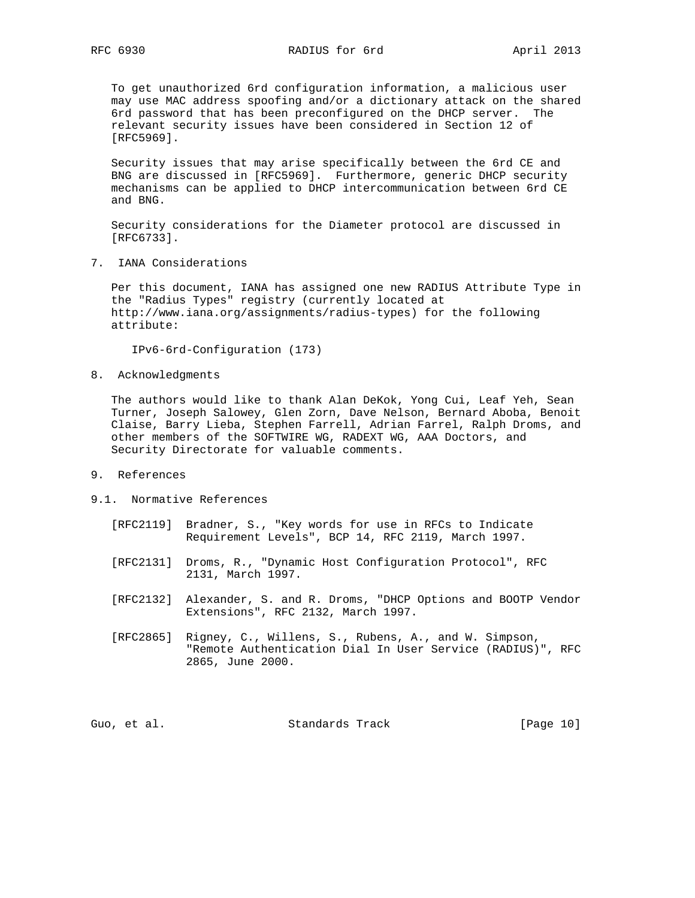To get unauthorized 6rd configuration information, a malicious user may use MAC address spoofing and/or a dictionary attack on the shared 6rd password that has been preconfigured on the DHCP server. The relevant security issues have been considered in Section 12 of [RFC5969].

Security issues that may arise specifically between the 6rd CE and BNG are discussed in [RFC5969]. Furthermore, generic DHCP security mechanisms can be applied to DHCP intercommunication between 6rd CE and BNG.

Security considerations for the Diameter protocol are discussed in [RFC6733].

## 7. IANA Considerations

Per this document, IANA has assigned one new RADIUS Attribute Type in the "Radius Types" registry (currently located at http://www.iana.org/assignments/radius-types) for the following attribute:

IPv6-6rd-Configuration (173)

## 8. Acknowledgments

The authors would like to thank Alan DeKok, Yong Cui, Leaf Yeh, Sean Turner, Joseph Salowey, Glen Zorn, Dave Nelson, Bernard Aboba, Benoit Claise, Barry Lieba, Stephen Farrell, Adrian Farrel, Ralph Droms, and other members of the SOFTWIRE WG, RADEXT WG, AAA Doctors, and Security Directorate for valuable comments.

## 9. References

### 9.1. Normative References

[RFC2119] Bradner, S., "Key words for use in RFCs to Indicate Requirement Levels", BCP 14, RFC 2119, March 1997.

[RFC2131] Droms, R., "Dynamic Host Configuration Protocol", RFC 2131, March 1997.

[RFC2132] Alexander, S. and R. Droms, "DHCP Options and BOOTP Vendor Extensions", RFC 2132, March 1997.

[RFC2865] Rigney, C., Willens, S., Rubens, A., and W. Simpson, "Remote Authentication Dial In User Service (RADIUS)", RFC 2865, June 2000.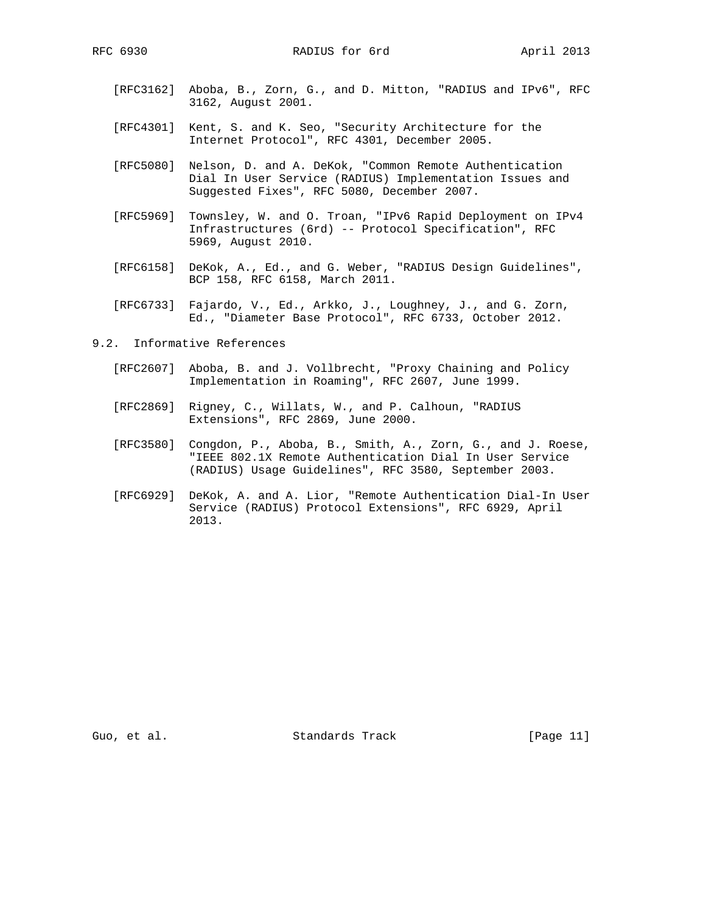[RFC3162] Aboba, B., Zorn, G., and D. Mitton, "RADIUS and IPv6", RFC 3162, August 2001.

[RFC4301] Kent, S. and K. Seo, "Security Architecture for the Internet Protocol", RFC 4301, December 2005.

[RFC5080] Nelson, D. and A. DeKok, "Common Remote Authentication Dial In User Service (RADIUS) Implementation Issues and Suggested Fixes", RFC 5080, December 2007.

[RFC5969] Townsley, W. and O. Troan, "IPv6 Rapid Deployment on IPv4 Infrastructures (6rd) -- Protocol Specification", RFC 5969, August 2010.

[RFC6158] DeKok, A., Ed., and G. Weber, "RADIUS Design Guidelines", BCP 158, RFC 6158, March 2011.

[RFC6733] Fajardo, V., Ed., Arkko, J., Loughney, J., and G. Zorn, Ed., "Diameter Base Protocol", RFC 6733, October 2012.

## 9.2. Informative References

[RFC2607] Aboba, B. and J. Vollbrecht, "Proxy Chaining and Policy Implementation in Roaming", RFC 2607, June 1999.

[RFC2869] Rigney, C., Willats, W., and P. Calhoun, "RADIUS Extensions", RFC 2869, June 2000.

[RFC3580] Congdon, P., Aboba, B., Smith, A., Zorn, G., and J. Roese, "IEEE 802.1X Remote Authentication Dial In User Service (RADIUS) Usage Guidelines", RFC 3580, September 2003.

[RFC6929] DeKok, A. and A. Lior, "Remote Authentication Dial-In User Service (RADIUS) Protocol Extensions", RFC 6929, April 2013.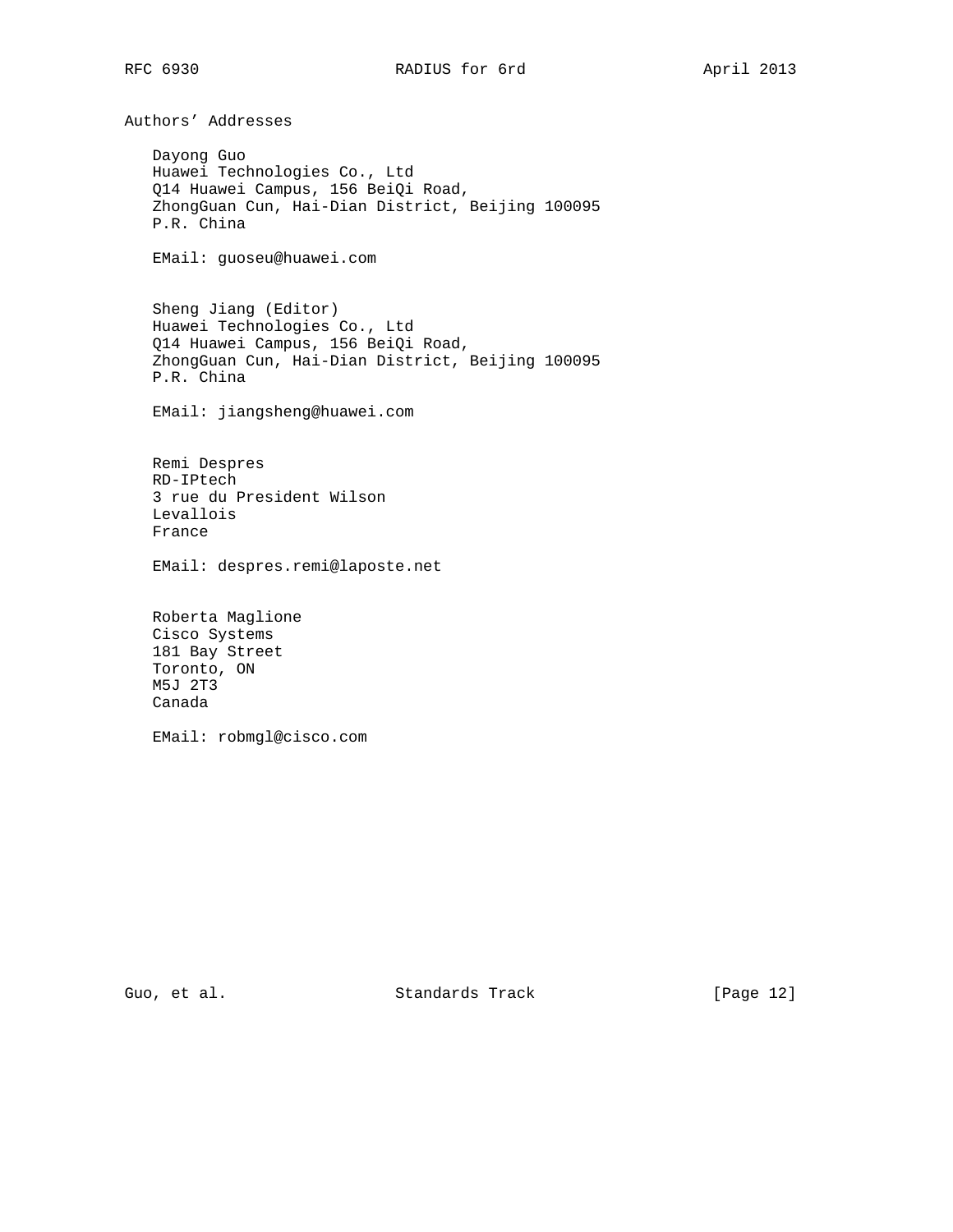## Authors' Addresses

Dayong Guo
Huawei Technologies Co., Ltd
Q14 Huawei Campus, 156 BeiQi Road,
ZhongGuan Cun, Hai-Dian District, Beijing 100095
P.R. China

EMail: guoseu@huawei.com

Sheng Jiang (Editor)
Huawei Technologies Co., Ltd
Q14 Huawei Campus, 156 BeiQi Road,
ZhongGuan Cun, Hai-Dian District, Beijing 100095
P.R. China

EMail: jiangsheng@huawei.com

Remi Despres
RD-IPtech
3 rue du President Wilson
Levallois
France

EMail: despres.remi@laposte.net

Roberta Maglione
Cisco Systems
181 Bay Street
Toronto, ON
M5J 2T3
Canada

EMail: robmgl@cisco.com